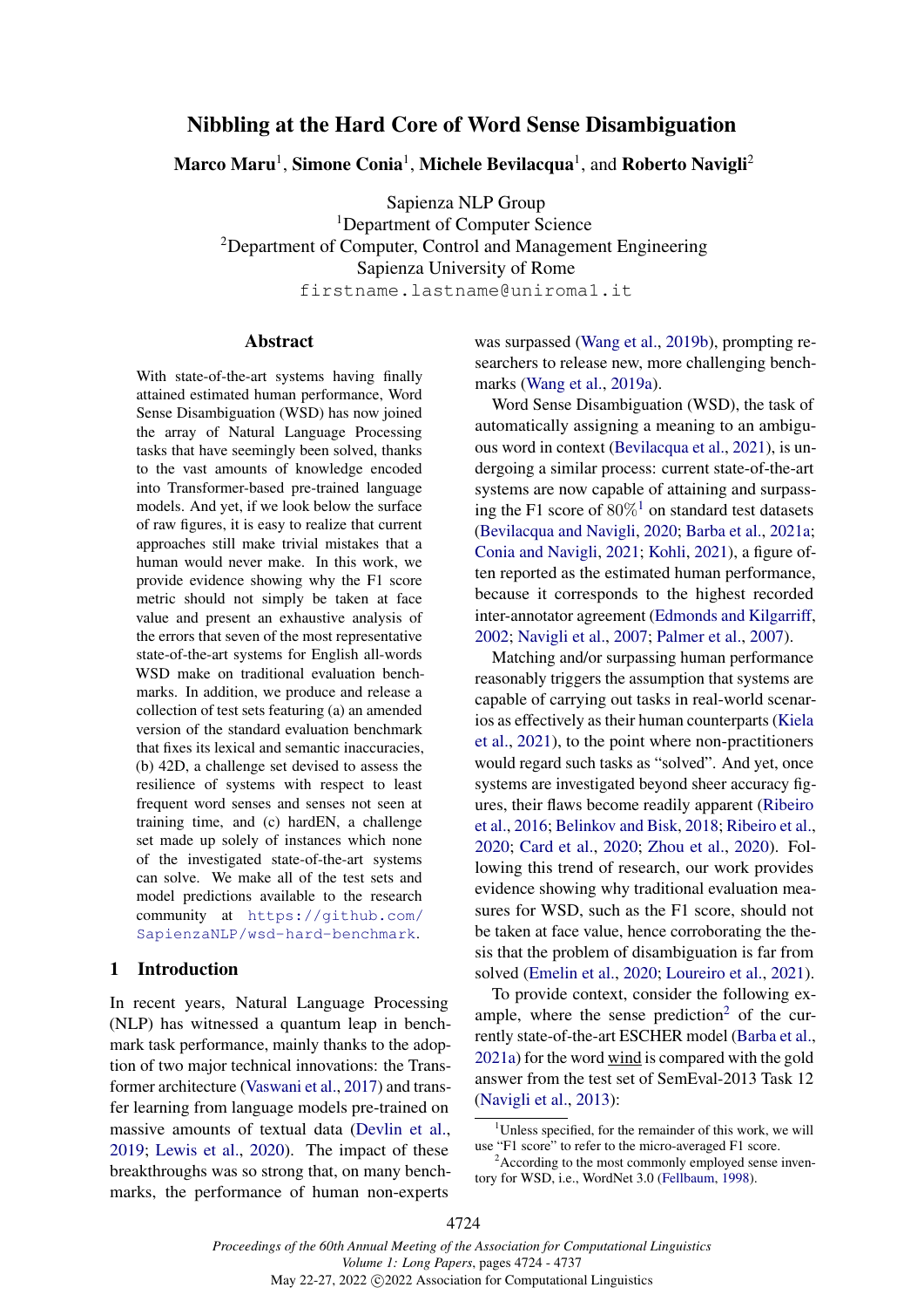# Nibbling at the Hard Core of Word Sense Disambiguation

**Marco Maru**[1], **Simone Conia**[1], **Michele Bevilacqua**[1], and **Roberto Navigli**[2]

Sapienza NLP Group
[1]Department of Computer Science
[2]Department of Computer, Control and Management Engineering
Sapienza University of Rome
firstname.lastname@uniroma1.it

## Abstract

With state-of-the-art systems having finally attained estimated human performance, Word Sense Disambiguation (WSD) has now joined the array of Natural Language Processing tasks that have seemingly been solved, thanks to the vast amounts of knowledge encoded into Transformer-based pre-trained language models. And yet, if we look below the surface of raw figures, it is easy to realize that current approaches still make trivial mistakes that a human would never make. In this work, we provide evidence showing why the F1 score metric should not simply be taken at face value and present an exhaustive analysis of the errors that seven of the most representative state-of-the-art systems for English all-words WSD make on traditional evaluation benchmarks. In addition, we produce and release a collection of test sets featuring (a) an amended version of the standard evaluation benchmark that fixes its lexical and semantic inaccuracies, (b) 42D, a challenge set devised to assess the resilience of systems with respect to least frequent word senses and senses not seen at training time, and (c) hardEN, a challenge set made up solely of instances which none of the investigated state-of-the-art systems can solve. We make all of the test sets and model predictions available to the research community at https://github.com/SapienzaNLP/wsd-hard-benchmark.

## 1 Introduction

In recent years, Natural Language Processing (NLP) has witnessed a quantum leap in benchmark task performance, mainly thanks to the adoption of two major technical innovations: the Transformer architecture (Vaswani et al., 2017) and transfer learning from language models pre-trained on massive amounts of textual data (Devlin et al., 2019; Lewis et al., 2020). The impact of these breakthroughs was so strong that, on many benchmarks, the performance of human non-experts was surpassed (Wang et al., 2019b), prompting researchers to release new, more challenging benchmarks (Wang et al., 2019a).

Word Sense Disambiguation (WSD), the task of automatically assigning a meaning to an ambiguous word in context (Bevilacqua et al., 2021), is undergoing a similar process: current state-of-the-art systems are now capable of attaining and surpassing the F1 score of $80\%$[1] on standard test datasets (Bevilacqua and Navigli, 2020; Barba et al., 2021a; Conia and Navigli, 2021; Kohli, 2021), a figure often reported as the estimated human performance, because it corresponds to the highest recorded inter-annotator agreement (Edmonds and Kilgarriff, 2002; Navigli et al., 2007; Palmer et al., 2007).

Matching and/or surpassing human performance reasonably triggers the assumption that systems are capable of carrying out tasks in real-world scenarios as effectively as their human counterparts (Kiela et al., 2021), to the point where non-practitioners would regard such tasks as "solved". And yet, once systems are investigated beyond sheer accuracy figures, their flaws become readily apparent (Ribeiro et al., 2016; Belinkov and Bisk, 2018; Ribeiro et al., 2020; Card et al., 2020; Zhou et al., 2020). Following this trend of research, our work provides evidence showing why traditional evaluation measures for WSD, such as the F1 score, should not be taken at face value, hence corroborating the thesis that the problem of disambiguation is far from solved (Emelin et al., 2020; Loureiro et al., 2021).

To provide context, consider the following example, where the sense prediction[2] of the currently state-of-the-art ESCHER model (Barba et al., 2021a) for the word wind is compared with the gold answer from the test set of SemEval-2013 Task 12 (Navigli et al., 2013):

[1]Unless specified, for the remainder of this work, we will use "F1 score" to refer to the micro-averaged F1 score.

[2]According to the most commonly employed sense inventory for WSD, i.e., WordNet 3.0 (Fellbaum, 1998).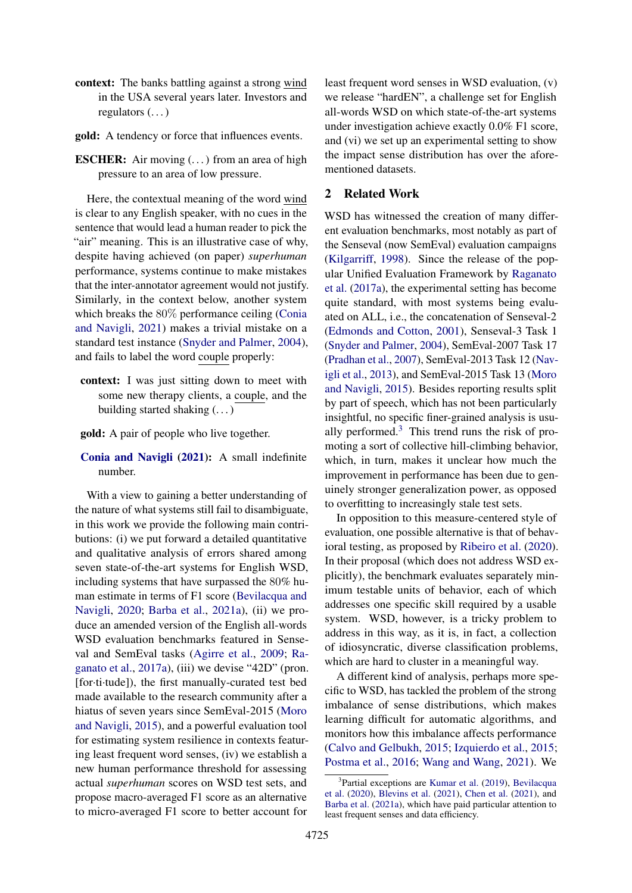**context:** The banks battling against a strong wind in the USA several years later. Investors and regulators (. . . )

**gold:** A tendency or force that influences events.

**ESCHER:** Air moving (. . . ) from an area of high pressure to an area of low pressure.

Here, the contextual meaning of the word wind is clear to any English speaker, with no cues in the sentence that would lead a human reader to pick the "air" meaning. This is an illustrative case of why, despite having achieved (on paper) *superhuman* performance, systems continue to make mistakes that the inter-annotator agreement would not justify. Similarly, in the context below, another system which breaks the 80% performance ceiling (Conia and Navigli, 2021) makes a trivial mistake on a standard test instance (Snyder and Palmer, 2004), and fails to label the word couple properly:

**context:** I was just sitting down to meet with some new therapy clients, a couple, and the building started shaking (. . . )

**gold:** A pair of people who live together.

**Conia and Navigli (2021):** A small indefinite number.

With a view to gaining a better understanding of the nature of what systems still fail to disambiguate, in this work we provide the following main contributions: (i) we put forward a detailed quantitative and qualitative analysis of errors shared among seven state-of-the-art systems for English WSD, including systems that have surpassed the 80% human estimate in terms of F1 score (Bevilacqua and Navigli, 2020; Barba et al., 2021a), (ii) we produce an amended version of the English all-words WSD evaluation benchmarks featured in Senseval and SemEval tasks (Agirre et al., 2009; Raganato et al., 2017a), (iii) we devise "42D" (pron. [for·ti·tude]), the first manually-curated test bed made available to the research community after a hiatus of seven years since SemEval-2015 (Moro and Navigli, 2015), and a powerful evaluation tool for estimating system resilience in contexts featuring least frequent word senses, (iv) we establish a new human performance threshold for assessing actual *superhuman* scores on WSD test sets, and propose macro-averaged F1 score as an alternative to micro-averaged F1 score to better account for least frequent word senses in WSD evaluation, (v) we release "hardEN", a challenge set for English all-words WSD on which state-of-the-art systems under investigation achieve exactly 0.0% F1 score, and (vi) we set up an experimental setting to show the impact sense distribution has over the aforementioned datasets.

## 2 Related Work

WSD has witnessed the creation of many different evaluation benchmarks, most notably as part of the Senseval (now SemEval) evaluation campaigns (Kilgarriff, 1998). Since the release of the popular Unified Evaluation Framework by Raganato et al. (2017a), the experimental setting has become quite standard, with most systems being evaluated on ALL, i.e., the concatenation of Senseval-2 (Edmonds and Cotton, 2001), Senseval-3 Task 1 (Snyder and Palmer, 2004), SemEval-2007 Task 17 (Pradhan et al., 2007), SemEval-2013 Task 12 (Navigli et al., 2013), and SemEval-2015 Task 13 (Moro and Navigli, 2015). Besides reporting results split by part of speech, which has not been particularly insightful, no specific finer-grained analysis is usually performed.[3] This trend runs the risk of promoting a sort of collective hill-climbing behavior, which, in turn, makes it unclear how much the improvement in performance has been due to genuinely stronger generalization power, as opposed to overfitting to increasingly stale test sets.

In opposition to this measure-centered style of evaluation, one possible alternative is that of behavioral testing, as proposed by Ribeiro et al. (2020). In their proposal (which does not address WSD explicitly), the benchmark evaluates separately minimum testable units of behavior, each of which addresses one specific skill required by a usable system. WSD, however, is a tricky problem to address in this way, as it is, in fact, a collection of idiosyncratic, diverse classification problems, which are hard to cluster in a meaningful way.

A different kind of analysis, perhaps more specific to WSD, has tackled the problem of the strong imbalance of sense distributions, which makes learning difficult for automatic algorithms, and monitors how this imbalance affects performance (Calvo and Gelbukh, 2015; Izquierdo et al., 2015; Postma et al., 2016; Wang and Wang, 2021). We

[3] Partial exceptions are Kumar et al. (2019), Bevilacqua et al. (2020), Blevins et al. (2021), Chen et al. (2021), and Barba et al. (2021a), which have paid particular attention to least frequent senses and data efficiency.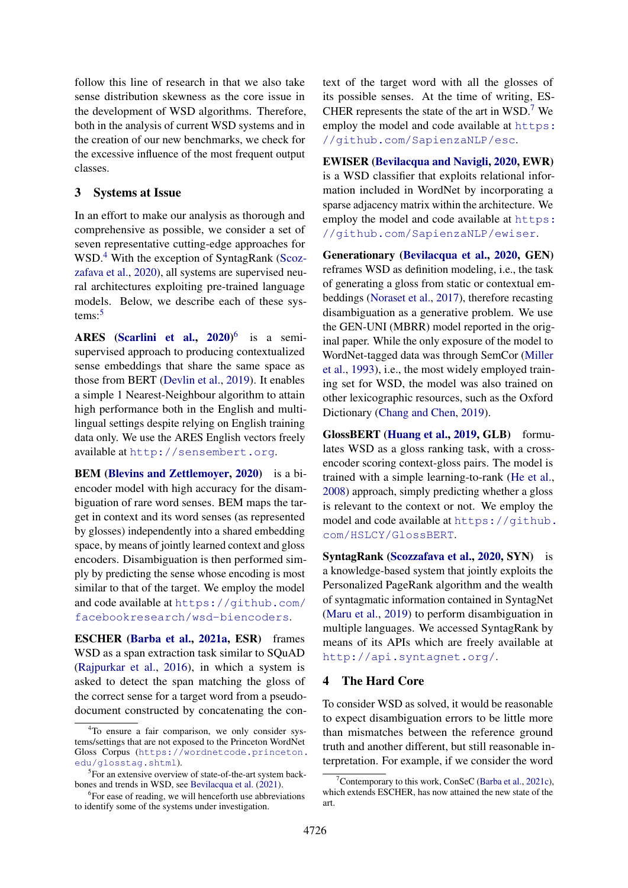follow this line of research in that we also take sense distribution skewness as the core issue in the development of WSD algorithms. Therefore, both in the analysis of current WSD systems and in the creation of our new benchmarks, we check for the excessive influence of the most frequent output classes.

## 3 Systems at Issue

In an effort to make our analysis as thorough and comprehensive as possible, we consider a set of seven representative cutting-edge approaches for WSD.[4] With the exception of SyntagRank (Scozzafava et al., 2020), all systems are supervised neural architectures exploiting pre-trained language models. Below, we describe each of these systems:[5]

**ARES (Scarlini et al., 2020)**[6] is a semi-supervised approach to producing contextualized sense embeddings that share the same space as those from BERT (Devlin et al., 2019). It enables a simple 1 Nearest-Neighbour algorithm to attain high performance both in the English and multilingual settings despite relying on English training data only. We use the ARES English vectors freely available at http://sensembert.org.

**BEM (Blevins and Zettlemoyer, 2020)** is a bi-encoder model with high accuracy for the disambiguation of rare word senses. BEM maps the target in context and its word senses (as represented by glosses) independently into a shared embedding space, by means of jointly learned context and gloss encoders. Disambiguation is then performed simply by predicting the sense whose encoding is most similar to that of the target. We employ the model and code available at https://github.com/facebookresearch/wsd-biencoders.

**ESCHER (Barba et al., 2021a, ESR)** frames WSD as a span extraction task similar to SQuAD (Rajpurkar et al., 2016), in which a system is asked to detect the span matching the gloss of the correct sense for a target word from a pseudo-document constructed by concatenating the context of the target word with all the glosses of its possible senses. At the time of writing, ESCHER represents the state of the art in WSD.[7] We employ the model and code available at https://github.com/SapienzaNLP/esc.

**EWISER (Bevilacqua and Navigli, 2020, EWR)** is a WSD classifier that exploits relational information included in WordNet by incorporating a sparse adjacency matrix within the architecture. We employ the model and code available at https://github.com/SapienzaNLP/ewiser.

**Generationary (Bevilacqua et al., 2020, GEN)** reframes WSD as definition modeling, i.e., the task of generating a gloss from static or contextual embeddings (Noraset et al., 2017), therefore recasting disambiguation as a generative problem. We use the GEN-UNI (MBRR) model reported in the original paper. While the only exposure of the model to WordNet-tagged data was through SemCor (Miller et al., 1993), i.e., the most widely employed training set for WSD, the model was also trained on other lexicographic resources, such as the Oxford Dictionary (Chang and Chen, 2019).

**GlossBERT (Huang et al., 2019, GLB)** formulates WSD as a gloss ranking task, with a cross-encoder scoring context-gloss pairs. The model is trained with a simple learning-to-rank (He et al., 2008) approach, simply predicting whether a gloss is relevant to the context or not. We employ the model and code available at https://github.com/HSLCY/GlossBERT.

**SyntagRank (Scozzafava et al., 2020, SYN)** is a knowledge-based system that jointly exploits the Personalized PageRank algorithm and the wealth of syntagmatic information contained in SyntagNet (Maru et al., 2019) to perform disambiguation in multiple languages. We accessed SyntagRank by means of its APIs which are freely available at http://api.syntagnet.org/.

## 4 The Hard Core

To consider WSD as solved, it would be reasonable to expect disambiguation errors to be little more than mismatches between the reference ground truth and another different, but still reasonable interpretation. For example, if we consider the word

[4] To ensure a fair comparison, we only consider systems/settings that are not exposed to the Princeton WordNet Gloss Corpus (https://wordnetcode.princeton.edu/glosstag.shtml).

[5] For an extensive overview of state-of-the-art system backbones and trends in WSD, see Bevilacqua et al. (2021).

[6] For ease of reading, we will henceforth use abbreviations to identify some of the systems under investigation.

[7] Contemporary to this work, ConSeC (Barba et al., 2021c), which extends ESCHER, has now attained the new state of the art.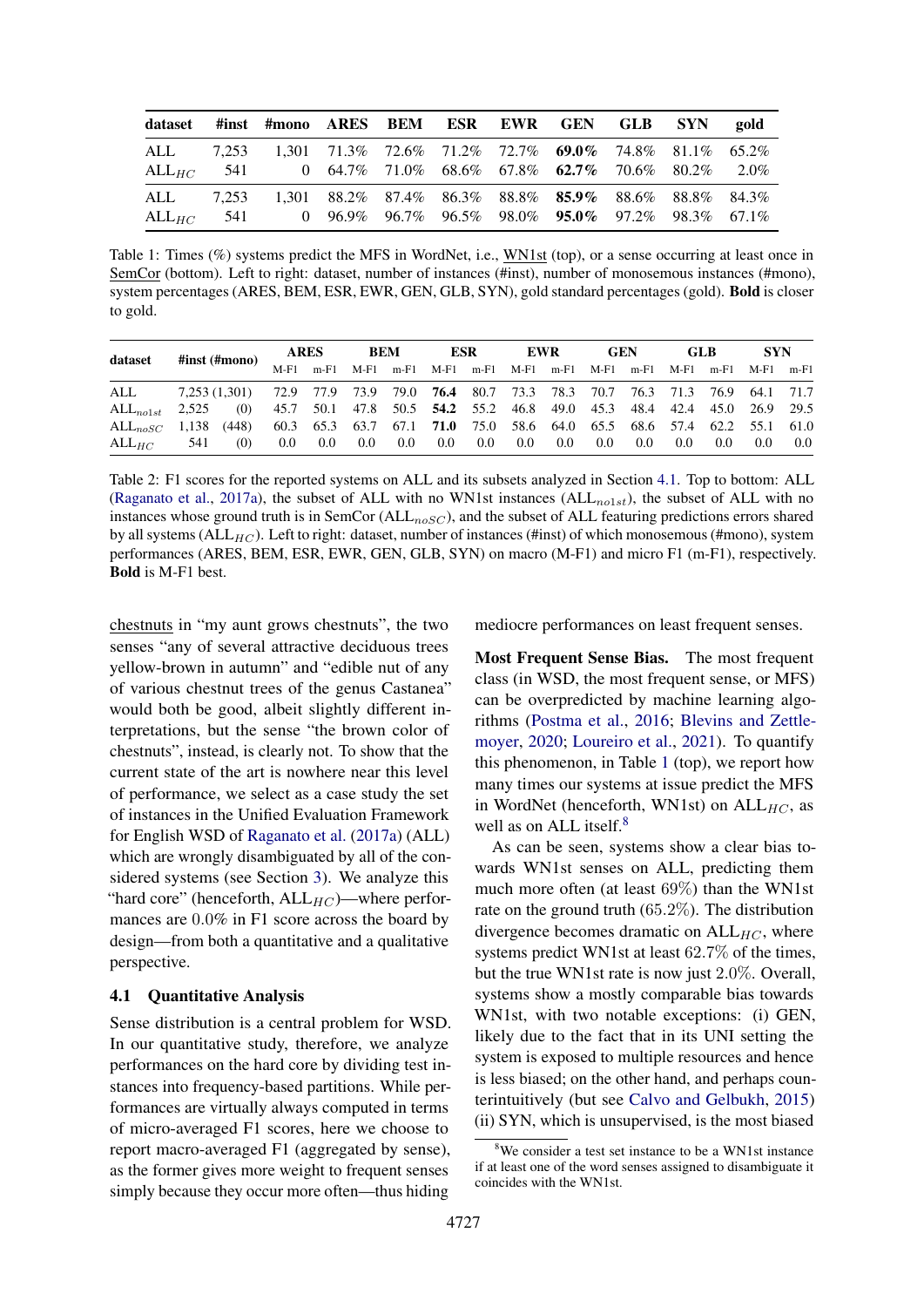| dataset | #inst | #mono | ARES | BEM | ESR | EWR | GEN | GLB | SYN | gold |
|---|---|---|---|---|---|---|---|---|---|---|
| ALL | 7,253 | 1,301 | 71.3% | 72.6% | 71.2% | 72.7% | **69.0%** | 74.8% | 81.1% | 65.2% |
| $\text{ALL}_{HC}$ | 541 | 0 | 64.7% | 71.0% | 68.6% | 67.8% | **62.7%** | 70.6% | 80.2% | 2.0% |
| ALL | 7,253 | 1,301 | 88.2% | 87.4% | 86.3% | 88.8% | **85.9%** | 88.6% | 88.8% | 84.3% |
| $\text{ALL}_{HC}$ | 541 | 0 | 96.9% | 96.7% | 96.5% | 98.0% | **95.0%** | 97.2% | 98.3% | 67.1% |

Table 1: Times (%) systems predict the MFS in WordNet, i.e., WN1st (top), or a sense occurring at least once in SemCor (bottom). Left to right: dataset, number of instances (#inst), number of monosemous instances (#mono), system percentages (ARES, BEM, ESR, EWR, GEN, GLB, SYN), gold standard percentages (gold). **Bold** is closer to gold.

| dataset | #inst (#mono) | ARES | | BEM | | ESR | | EWR | | GEN | | GLB | | SYN | |
|---|---|---|---|---|---|---|---|---|---|---|---|---|---|---|---|
| | | M-F1 | m-F1 | M-F1 | m-F1 | M-F1 | m-F1 | M-F1 | m-F1 | M-F1 | m-F1 | M-F1 | m-F1 | M-F1 | m-F1 |
| ALL | 7,253 (1,301) | 72.9 | 77.9 | 73.9 | 79.0 | **76.4** | 80.7 | 73.3 | 78.3 | 70.7 | 76.3 | 71.3 | 76.9 | 64.1 | 71.7 |
| $\text{ALL}_{no1st}$ | 2,525 (0) | 45.7 | 50.1 | 47.8 | 50.5 | **54.2** | 55.2 | 46.8 | 49.0 | 45.3 | 48.4 | 42.4 | 45.0 | 26.9 | 29.5 |
| $\text{ALL}_{noSC}$ | 1,138 (448) | 60.3 | 65.3 | 63.7 | 67.1 | **71.0** | 75.0 | 58.6 | 64.0 | 65.5 | 68.6 | 57.4 | 62.2 | 55.1 | 61.0 |
| $\text{ALL}_{HC}$ | 541 (0) | 0.0 | 0.0 | 0.0 | 0.0 | 0.0 | 0.0 | 0.0 | 0.0 | 0.0 | 0.0 | 0.0 | 0.0 | 0.0 | 0.0 |

Table 2: F1 scores for the reported systems on ALL and its subsets analyzed in Section 4.1. Top to bottom: ALL (Raganato et al., 2017a), the subset of ALL with no WN1st instances ($\text{ALL}_{no1st}$), the subset of ALL with no instances whose ground truth is in SemCor ($\text{ALL}_{noSC}$), and the subset of ALL featuring predictions errors shared by all systems ($\text{ALL}_{HC}$). Left to right: dataset, number of instances (#inst) of which monosemous (#mono), system performances (ARES, BEM, ESR, EWR, GEN, GLB, SYN) on macro (M-F1) and micro F1 (m-F1), respectively. **Bold** is M-F1 best.

chestnuts in "my aunt grows chestnuts", the two senses "any of several attractive deciduous trees yellow-brown in autumn" and "edible nut of any of various chestnut trees of the genus Castanea" would both be good, albeit slightly different interpretations, but the sense "the brown color of chestnuts", instead, is clearly not. To show that the current state of the art is nowhere near this level of performance, we select as a case study the set of instances in the Unified Evaluation Framework for English WSD of Raganato et al. (2017a) (ALL) which are wrongly disambiguated by all of the considered systems (see Section 3). We analyze this "hard core" (henceforth, $\text{ALL}_{HC}$)—where performances are 0.0% in F1 score across the board by design—from both a quantitative and a qualitative perspective.

### 4.1 Quantitative Analysis

Sense distribution is a central problem for WSD. In our quantitative study, therefore, we analyze performances on the hard core by dividing test instances into frequency-based partitions. While performances are virtually always computed in terms of micro-averaged F1 scores, here we choose to report macro-averaged F1 (aggregated by sense), as the former gives more weight to frequent senses simply because they occur more often—thus hiding mediocre performances on least frequent senses.

**Most Frequent Sense Bias.** The most frequent class (in WSD, the most frequent sense, or MFS) can be overpredicted by machine learning algorithms (Postma et al., 2016; Blevins and Zettlemoyer, 2020; Loureiro et al., 2021). To quantify this phenomenon, in Table 1 (top), we report how many times our systems at issue predict the MFS in WordNet (henceforth, WN1st) on $\text{ALL}_{HC}$, as well as on ALL itself.[8]

As can be seen, systems show a clear bias towards WN1st senses on ALL, predicting them much more often (at least 69%) than the WN1st rate on the ground truth (65.2%). The distribution divergence becomes dramatic on $\text{ALL}_{HC}$, where systems predict WN1st at least 62.7% of the times, but the true WN1st rate is now just 2.0%. Overall, systems show a mostly comparable bias towards WN1st, with two notable exceptions: (i) GEN, likely due to the fact that in its UNI setting the system is exposed to multiple resources and hence is less biased; on the other hand, and perhaps counterintuitively (but see Calvo and Gelbukh, 2015) (ii) SYN, which is unsupervised, is the most biased

[8] We consider a test set instance to be a WN1st instance if at least one of the word senses assigned to disambiguate it coincides with the WN1st.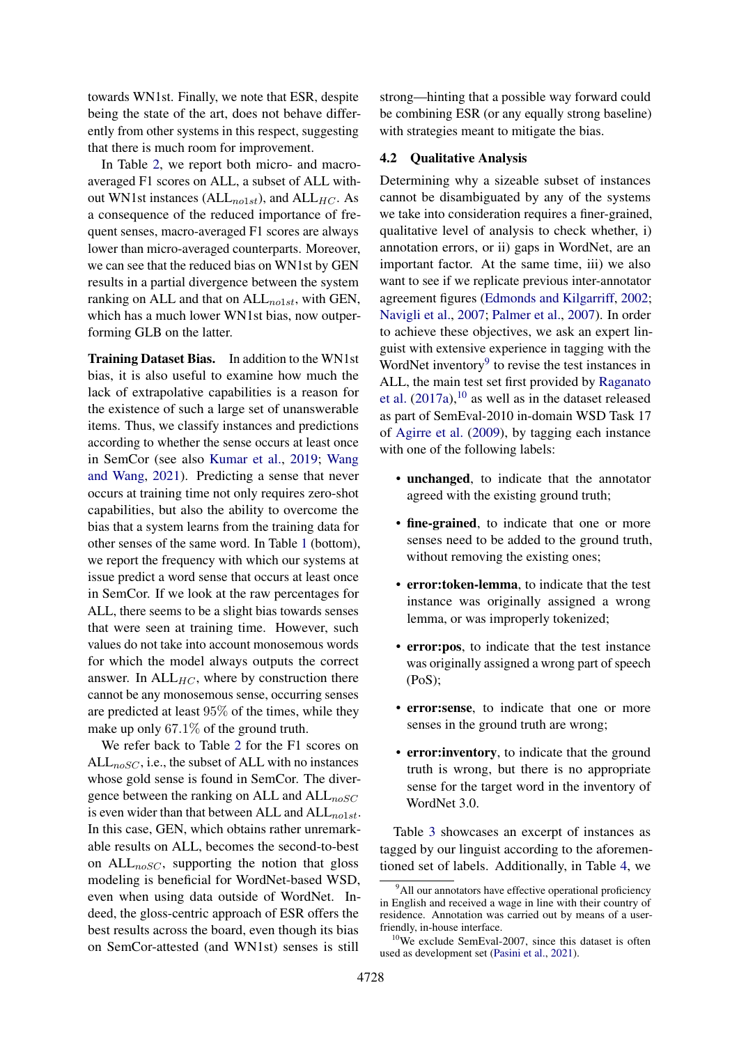towards WN1st. Finally, we note that ESR, despite being the state of the art, does not behave differently from other systems in this respect, suggesting that there is much room for improvement.

In Table 2, we report both micro- and macro-averaged F1 scores on ALL, a subset of ALL without WN1st instances (ALL$_{no1st}$), and ALL$_{HC}$. As a consequence of the reduced importance of frequent senses, macro-averaged F1 scores are always lower than micro-averaged counterparts. Moreover, we can see that the reduced bias on WN1st by GEN results in a partial divergence between the system ranking on ALL and that on ALL$_{no1st}$, with GEN, which has a much lower WN1st bias, now outperforming GLB on the latter.

**Training Dataset Bias.** In addition to the WN1st bias, it is also useful to examine how much the lack of extrapolative capabilities is a reason for the existence of such a large set of unanswerable items. Thus, we classify instances and predictions according to whether the sense occurs at least once in SemCor (see also Kumar et al., 2019; Wang and Wang, 2021). Predicting a sense that never occurs at training time not only requires zero-shot capabilities, but also the ability to overcome the bias that a system learns from the training data for other senses of the same word. In Table 1 (bottom), we report the frequency with which our systems at issue predict a word sense that occurs at least once in SemCor. If we look at the raw percentages for ALL, there seems to be a slight bias towards senses that were seen at training time. However, such values do not take into account monosemous words for which the model always outputs the correct answer. In ALL$_{HC}$, where by construction there cannot be any monosemous sense, occurring senses are predicted at least $95\%$ of the times, while they make up only $67.1\%$ of the ground truth.

We refer back to Table 2 for the F1 scores on ALL$_{noSC}$, i.e., the subset of ALL with no instances whose gold sense is found in SemCor. The divergence between the ranking on ALL and ALL$_{noSC}$ is even wider than that between ALL and ALL$_{no1st}$. In this case, GEN, which obtains rather unremarkable results on ALL, becomes the second-to-best on ALL$_{noSC}$, supporting the notion that gloss modeling is beneficial for WordNet-based WSD, even when using data outside of WordNet. Indeed, the gloss-centric approach of ESR offers the best results across the board, even though its bias on SemCor-attested (and WN1st) senses is still strong—hinting that a possible way forward could be combining ESR (or any equally strong baseline) with strategies meant to mitigate the bias.

### 4.2 Qualitative Analysis

Determining why a sizeable subset of instances cannot be disambiguated by any of the systems we take into consideration requires a finer-grained, qualitative level of analysis to check whether, i) annotation errors, or ii) gaps in WordNet, are an important factor. At the same time, iii) we also want to see if we replicate previous inter-annotator agreement figures (Edmonds and Kilgarriff, 2002; Navigli et al., 2007; Palmer et al., 2007). In order to achieve these objectives, we ask an expert linguist with extensive experience in tagging with the WordNet inventory[9] to revise the test instances in ALL, the main test set first provided by Raganato et al. (2017a),[10] as well as in the dataset released as part of SemEval-2010 in-domain WSD Task 17 of Agirre et al. (2009), by tagging each instance with one of the following labels:

- **unchanged**, to indicate that the annotator agreed with the existing ground truth;
- **fine-grained**, to indicate that one or more senses need to be added to the ground truth, without removing the existing ones;
- **error:token-lemma**, to indicate that the test instance was originally assigned a wrong lemma, or was improperly tokenized;
- **error:pos**, to indicate that the test instance was originally assigned a wrong part of speech (PoS);
- **error:sense**, to indicate that one or more senses in the ground truth are wrong;
- **error:inventory**, to indicate that the ground truth is wrong, but there is no appropriate sense for the target word in the inventory of WordNet 3.0.

Table 3 showcases an excerpt of instances as tagged by our linguist according to the aforementioned set of labels. Additionally, in Table 4, we

[9] All our annotators have effective operational proficiency in English and received a wage in line with their country of residence. Annotation was carried out by means of a user-friendly, in-house interface.

[10] We exclude SemEval-2007, since this dataset is often used as development set (Pasini et al., 2021).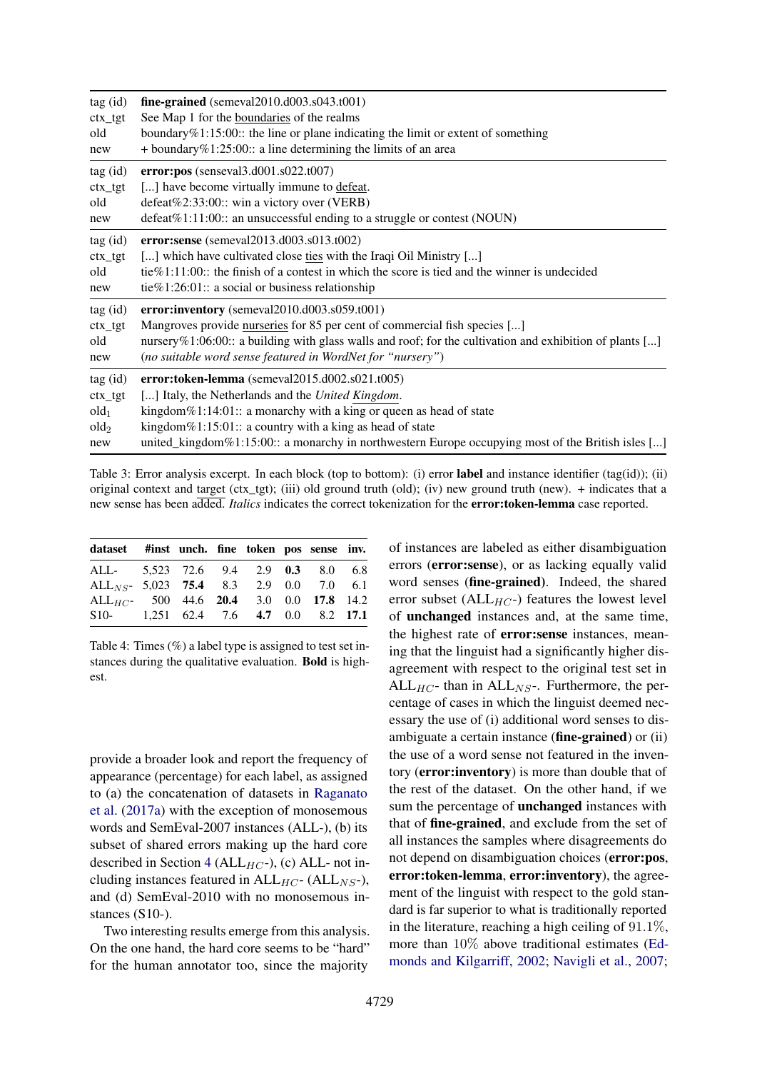| | |
|---|---|
| tag (id) | **fine-grained** (semeval2010.d003.s043.t001) |
| ctx_tgt | See Map 1 for the <u>boundaries</u> of the realms |
| old | boundary%1:15:00:: the line or plane indicating the limit or extent of something |
| new | + boundary%1:25:00:: a line determining the limits of an area |
| tag (id) | **error:pos** (senseval3.d001.s022.t007) |
| ctx_tgt | [...] have become virtually immune to <u>defeat</u>. |
| old | defeat%2:33:00:: win a victory over (VERB) |
| new | defeat%1:11:00:: an unsuccessful ending to a struggle or contest (NOUN) |
| tag (id) | **error:sense** (semeval2013.d003.s013.t002) |
| ctx_tgt | [...] which have cultivated close <u>ties</u> with the Iraqi Oil Ministry [...] |
| old | tie%1:11:00:: the finish of a contest in which the score is tied and the winner is undecided |
| new | tie%1:26:01:: a social or business relationship |
| tag (id) | **error:inventory** (semeval2010.d003.s059.t001) |
| ctx_tgt | Mangroves provide <u>nurseries</u> for 85 per cent of commercial fish species [...] |
| old | nursery%1:06:00:: a building with glass walls and roof; for the cultivation and exhibition of plants [...] |
| new | (*no suitable word sense featured in WordNet for "nursery"*) |
| tag (id) | **error:token-lemma** (semeval2015.d002.s021.t005) |
| ctx_tgt | [...] Italy, the Netherlands and the *United <u>Kingdom</u>*. |
| $\text{old}_1$ | kingdom%1:14:01:: a monarchy with a king or queen as head of state |
| $\text{old}_2$ | kingdom%1:15:01:: a country with a king as head of state |
| new | united_kingdom%1:15:00:: a monarchy in northwestern Europe occupying most of the British isles [...] |

Table 3: Error analysis excerpt. In each block (top to bottom): (i) error **label** and instance identifier (tag(id)); (ii) original context and <u>target</u> (ctx_tgt); (iii) old ground truth (old); (iv) new ground truth (new). + indicates that a new sense has been added. *Italics* indicates the correct tokenization for the **error:token-lemma** case reported.

| dataset | #inst | unch. | fine | token | pos | sense | inv. |
|---|---|---|---|---|---|---|---|
| ALL- | 5,523 | 72.6 | 9.4 | 2.9 | **0.3** | 8.0 | 6.8 |
| $\text{ALL}_{NS}$- | 5,023 | **75.4** | 8.3 | 2.9 | 0.0 | 7.0 | 6.1 |
| $\text{ALL}_{HC}$- | 500 | 44.6 | **20.4** | 3.0 | 0.0 | **17.8** | 14.2 |
| S10- | 1,251 | 62.4 | 7.6 | **4.7** | 0.0 | 8.2 | **17.1** |

Table 4: Times (%) a label type is assigned to test set instances during the qualitative evaluation. **Bold** is highest.

provide a broader look and report the frequency of appearance (percentage) for each label, as assigned to (a) the concatenation of datasets in Raganato et al. (2017a) with the exception of monosemous words and SemEval-2007 instances (ALL-), (b) its subset of shared errors making up the hard core described in Section 4 ($\text{ALL}_{HC}$-), (c) ALL- not including instances featured in $\text{ALL}_{HC}$- ($\text{ALL}_{NS}$-), and (d) SemEval-2010 with no monosemous instances (S10-).

Two interesting results emerge from this analysis. On the one hand, the hard core seems to be "hard" for the human annotator too, since the majority of instances are labeled as either disambiguation errors (**error:sense**), or as lacking equally valid word senses (**fine-grained**). Indeed, the shared error subset ($\text{ALL}_{HC}$-) features the lowest level of **unchanged** instances and, at the same time, the highest rate of **error:sense** instances, meaning that the linguist had a significantly higher disagreement with respect to the original test set in $\text{ALL}_{HC}$- than in $\text{ALL}_{NS}$-. Furthermore, the percentage of cases in which the linguist deemed necessary the use of (i) additional word senses to disambiguate a certain instance (**fine-grained**) or (ii) the use of a word sense not featured in the inventory (**error:inventory**) is more than double that of the rest of the dataset. On the other hand, if we sum the percentage of **unchanged** instances with that of **fine-grained**, and exclude from the set of all instances the samples where disagreements do not depend on disambiguation choices (**error:pos**, **error:token-lemma**, **error:inventory**), the agreement of the linguist with respect to the gold standard is far superior to what is traditionally reported in the literature, reaching a high ceiling of 91.1%, more than 10% above traditional estimates (Edmonds and Kilgarriff, 2002; Navigli et al., 2007;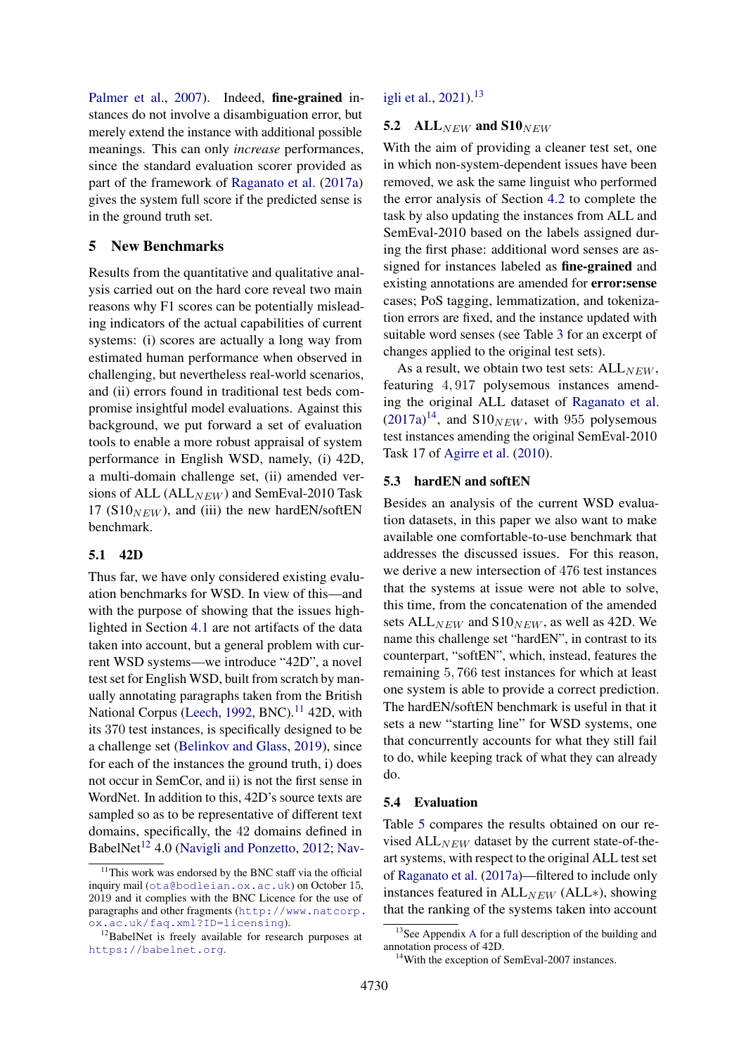Palmer et al., 2007). Indeed, **fine-grained** instances do not involve a disambiguation error, but merely extend the instance with additional possible meanings. This can only *increase* performances, since the standard evaluation scorer provided as part of the framework of Raganato et al. (2017a) gives the system full score if the predicted sense is in the ground truth set.

## 5 New Benchmarks

Results from the quantitative and qualitative analysis carried out on the hard core reveal two main reasons why F1 scores can be potentially misleading indicators of the actual capabilities of current systems: (i) scores are actually a long way from estimated human performance when observed in challenging, but nevertheless real-world scenarios, and (ii) errors found in traditional test beds compromise insightful model evaluations. Against this background, we put forward a set of evaluation tools to enable a more robust appraisal of system performance in English WSD, namely, (i) 42D, a multi-domain challenge set, (ii) amended versions of ALL ($\text{ALL}_{NEW}$) and SemEval-2010 Task 17 ($\text{S10}_{NEW}$), and (iii) the new hardEN/softEN benchmark.

### 5.1 42D

Thus far, we have only considered existing evaluation benchmarks for WSD. In view of this—and with the purpose of showing that the issues highlighted in Section 4.1 are not artifacts of the data taken into account, but a general problem with current WSD systems—we introduce "42D", a novel test set for English WSD, built from scratch by manually annotating paragraphs taken from the British National Corpus (Leech, 1992, BNC).[11] 42D, with its 370 test instances, is specifically designed to be a challenge set (Belinkov and Glass, 2019), since for each of the instances the ground truth, i) does not occur in SemCor, and ii) is not the first sense in WordNet. In addition to this, 42D's source texts are sampled so as to be representative of different text domains, specifically, the 42 domains defined in BabelNet[12] 4.0 (Navigli and Ponzetto, 2012; Navigli et al., 2021).[13]

### 5.2 $\text{ALL}_{NEW}$ and $\text{S10}_{NEW}$

With the aim of providing a cleaner test set, one in which non-system-dependent issues have been removed, we ask the same linguist who performed the error analysis of Section 4.2 to complete the task by also updating the instances from ALL and SemEval-2010 based on the labels assigned during the first phase: additional word senses are assigned for instances labeled as **fine-grained** and existing annotations are amended for **error:sense** cases; PoS tagging, lemmatization, and tokenization errors are fixed, and the instance updated with suitable word senses (see Table 3 for an excerpt of changes applied to the original test sets).

As a result, we obtain two test sets: $\text{ALL}_{NEW}$, featuring $4,917$ polysemous instances amending the original ALL dataset of Raganato et al. (2017a)[14], and $\text{S10}_{NEW}$, with $955$ polysemous test instances amending the original SemEval-2010 Task 17 of Agirre et al. (2010).

### 5.3 hardEN and softEN

Besides an analysis of the current WSD evaluation datasets, in this paper we also want to make available one comfortable-to-use benchmark that addresses the discussed issues. For this reason, we derive a new intersection of $476$ test instances that the systems at issue were not able to solve, this time, from the concatenation of the amended sets $\text{ALL}_{NEW}$ and $\text{S10}_{NEW}$, as well as 42D. We name this challenge set "hardEN", in contrast to its counterpart, "softEN", which, instead, features the remaining $5,766$ test instances for which at least one system is able to provide a correct prediction. The hardEN/softEN benchmark is useful in that it sets a new "starting line" for WSD systems, one that concurrently accounts for what they still fail to do, while keeping track of what they can already do.

### 5.4 Evaluation

Table 5 compares the results obtained on our revised $\text{ALL}_{NEW}$ dataset by the current state-of-the-art systems, with respect to the original ALL test set of Raganato et al. (2017a)—filtered to include only instances featured in $\text{ALL}_{NEW}$ (ALL$*$), showing that the ranking of the systems taken into account

[11]This work was endorsed by the BNC staff via the official inquiry mail (ota@bodleian.ox.ac.uk) on October 15, 2019 and it complies with the BNC Licence for the use of paragraphs and other fragments (http://www.natcorp.ox.ac.uk/faq.xml?ID=licensing).

[12]BabelNet is freely available for research purposes at https://babelnet.org.

[13]See Appendix A for a full description of the building and annotation process of 42D.

[14]With the exception of SemEval-2007 instances.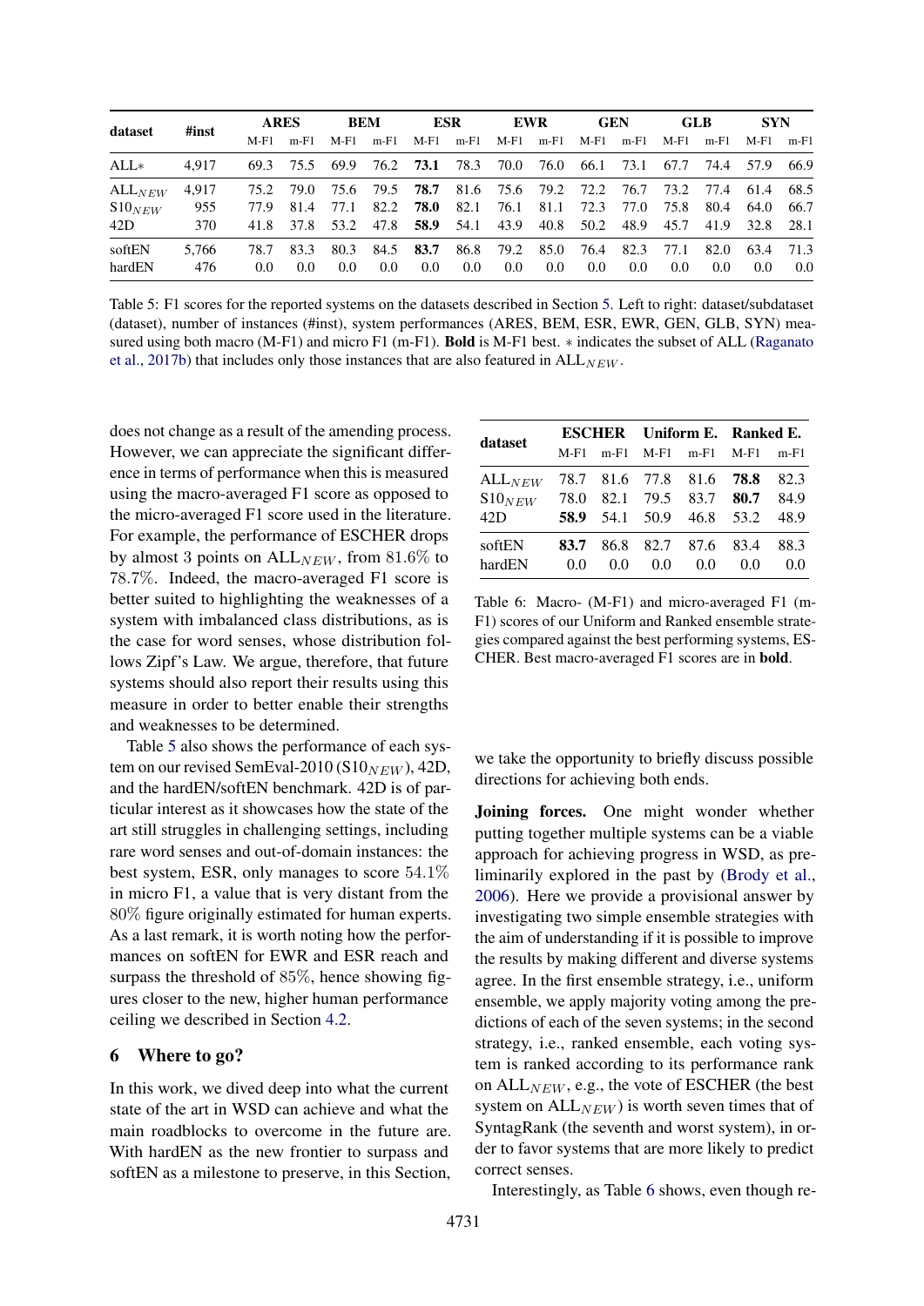| dataset | #inst | ARES | | BEM | | ESR | | EWR | | GEN | | GLB | | SYN | |
|---|---|---|---|---|---|---|---|---|---|---|---|---|---|---|---|
| | | M-F1 | m-F1 | M-F1 | m-F1 | M-F1 | m-F1 | M-F1 | m-F1 | M-F1 | m-F1 | M-F1 | m-F1 | M-F1 | m-F1 |
| ALL∗ | 4,917 | 69.3 | 75.5 | 69.9 | 76.2 | **73.1** | 78.3 | 70.0 | 76.0 | 66.1 | 73.1 | 67.7 | 74.4 | 57.9 | 66.9 |
| $\text{ALL}_{NEW}$ | 4,917 | 75.2 | 79.0 | 75.6 | 79.5 | **78.7** | 81.6 | 75.6 | 79.2 | 72.2 | 76.7 | 73.2 | 77.4 | 61.4 | 68.5 |
| $\text{S10}_{NEW}$ | 955 | 77.9 | 81.4 | 77.1 | 82.2 | **78.0** | 82.1 | 76.1 | 81.1 | 72.3 | 77.0 | 75.8 | 80.4 | 64.0 | 66.7 |
| 42D | 370 | 41.8 | 37.8 | 53.2 | 47.8 | **58.9** | 54.1 | 43.9 | 40.8 | 50.2 | 48.9 | 45.7 | 41.9 | 32.8 | 28.1 |
| softEN | 5,766 | 78.7 | 83.3 | 80.3 | 84.5 | **83.7** | 86.8 | 79.2 | 85.0 | 76.4 | 82.3 | 77.1 | 82.0 | 63.4 | 71.3 |
| hardEN | 476 | 0.0 | 0.0 | 0.0 | 0.0 | 0.0 | 0.0 | 0.0 | 0.0 | 0.0 | 0.0 | 0.0 | 0.0 | 0.0 | 0.0 |

Table 5: F1 scores for the reported systems on the datasets described in Section 5. Left to right: dataset/subdataset (dataset), number of instances (#inst), system performances (ARES, BEM, ESR, EWR, GEN, GLB, SYN) measured using both macro (M-F1) and micro F1 (m-F1). **Bold** is M-F1 best. ∗ indicates the subset of ALL (Raganato et al., 2017b) that includes only those instances that are also featured in $\text{ALL}_{NEW}$.

does not change as a result of the amending process. However, we can appreciate the significant difference in terms of performance when this is measured using the macro-averaged F1 score as opposed to the micro-averaged F1 score used in the literature. For example, the performance of ESCHER drops by almost 3 points on $\text{ALL}_{NEW}$, from 81.6% to 78.7%. Indeed, the macro-averaged F1 score is better suited to highlighting the weaknesses of a system with imbalanced class distributions, as is the case for word senses, whose distribution follows Zipf's Law. We argue, therefore, that future systems should also report their results using this measure in order to better enable their strengths and weaknesses to be determined.

Table 5 also shows the performance of each system on our revised SemEval-2010 ($\text{S10}_{NEW}$), 42D, and the hardEN/softEN benchmark. 42D is of particular interest as it showcases how the state of the art still struggles in challenging settings, including rare word senses and out-of-domain instances: the best system, ESR, only manages to score 54.1% in micro F1, a value that is very distant from the 80% figure originally estimated for human experts. As a last remark, it is worth noting how the performances on softEN for EWR and ESR reach and surpass the threshold of 85%, hence showing figures closer to the new, higher human performance ceiling we described in Section 4.2.

## 6 Where to go?

In this work, we dived deep into what the current state of the art in WSD can achieve and what the main roadblocks to overcome in the future are. With hardEN as the new frontier to surpass and softEN as a milestone to preserve, in this Section, we take the opportunity to briefly discuss possible directions for achieving both ends.

| dataset | ESCHER | | Uniform E. | | Ranked E. | |
|---|---|---|---|---|---|---|
| | M-F1 | m-F1 | M-F1 | m-F1 | M-F1 | m-F1 |
| $\text{ALL}_{NEW}$ | 78.7 | 81.6 | 77.8 | 81.6 | **78.8** | 82.3 |
| $\text{S10}_{NEW}$ | 78.0 | 82.1 | 79.5 | 83.7 | **80.7** | 84.9 |
| 42D | **58.9** | 54.1 | 50.9 | 46.8 | 53.2 | 48.9 |
| softEN | **83.7** | 86.8 | 82.7 | 87.6 | 83.4 | 88.3 |
| hardEN | 0.0 | 0.0 | 0.0 | 0.0 | 0.0 | 0.0 |

Table 6: Macro- (M-F1) and micro-averaged F1 (m-F1) scores of our Uniform and Ranked ensemble strategies compared against the best performing systems, ESCHER. Best macro-averaged F1 scores are in **bold**.

**Joining forces.** One might wonder whether putting together multiple systems can be a viable approach for achieving progress in WSD, as preliminarily explored in the past by (Brody et al., 2006). Here we provide a provisional answer by investigating two simple ensemble strategies with the aim of understanding if it is possible to improve the results by making different and diverse systems agree. In the first ensemble strategy, i.e., uniform ensemble, we apply majority voting among the predictions of each of the seven systems; in the second strategy, i.e., ranked ensemble, each voting system is ranked according to its performance rank on $\text{ALL}_{NEW}$, e.g., the vote of ESCHER (the best system on $\text{ALL}_{NEW}$) is worth seven times that of SyntagRank (the seventh and worst system), in order to favor systems that are more likely to predict correct senses.

Interestingly, as Table 6 shows, even though re-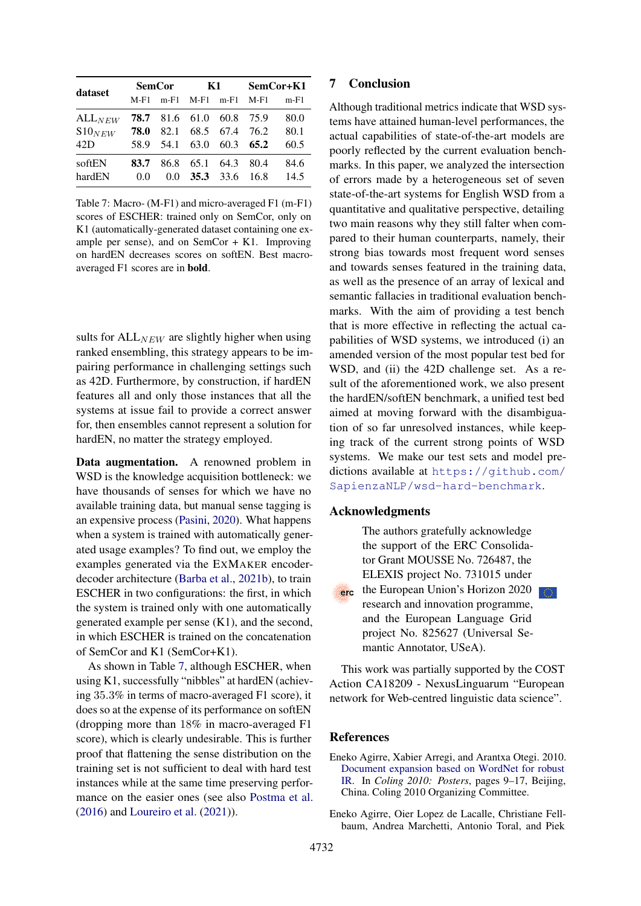| dataset | SemCor | | K1 | | SemCor+K1 | |
|---|---|---|---|---|---|---|
| | M-F1 | m-F1 | M-F1 | m-F1 | M-F1 | m-F1 |
| $ALL_{NEW}$ | **78.7** | 81.6 | 61.0 | 60.8 | 75.9 | 80.0 |
| $S10_{NEW}$ | **78.0** | 82.1 | 68.5 | 67.4 | 76.2 | 80.1 |
| 42D | 58.9 | 54.1 | 63.0 | 60.3 | **65.2** | 60.5 |
| softEN | **83.7** | 86.8 | 65.1 | 64.3 | 80.4 | 84.6 |
| hardEN | 0.0 | 0.0 | **35.3** | 33.6 | 16.8 | 14.5 |

Table 7: Macro- (M-F1) and micro-averaged F1 (m-F1) scores of ESCHER: trained only on SemCor, only on K1 (automatically-generated dataset containing one example per sense), and on SemCor + K1. Improving on hardEN decreases scores on softEN. Best macro-averaged F1 scores are in **bold**.

sults for $ALL_{NEW}$ are slightly higher when using ranked ensembling, this strategy appears to be impairing performance in challenging settings such as 42D. Furthermore, by construction, if hardEN features all and only those instances that all the systems at issue fail to provide a correct answer for, then ensembles cannot represent a solution for hardEN, no matter the strategy employed.

**Data augmentation.** A renowned problem in WSD is the knowledge acquisition bottleneck: we have thousands of senses for which we have no available training data, but manual sense tagging is an expensive process (Pasini, 2020). What happens when a system is trained with automatically generated usage examples? To find out, we employ the examples generated via the EXMAKER encoder-decoder architecture (Barba et al., 2021b), to train ESCHER in two configurations: the first, in which the system is trained only with one automatically generated example per sense (K1), and the second, in which ESCHER is trained on the concatenation of SemCor and K1 (SemCor+K1).

As shown in Table 7, although ESCHER, when using K1, successfully "nibbles" at hardEN (achieving 35.3% in terms of macro-averaged F1 score), it does so at the expense of its performance on softEN (dropping more than 18% in macro-averaged F1 score), which is clearly undesirable. This is further proof that flattening the sense distribution on the training set is not sufficient to deal with hard test instances while at the same time preserving performance on the easier ones (see also Postma et al. (2016) and Loureiro et al. (2021)).

## 7 Conclusion

Although traditional metrics indicate that WSD systems have attained human-level performances, the actual capabilities of state-of-the-art models are poorly reflected by the current evaluation benchmarks. In this paper, we analyzed the intersection of errors made by a heterogeneous set of seven state-of-the-art systems for English WSD from a quantitative and qualitative perspective, detailing two main reasons why they still falter when compared to their human counterparts, namely, their strong bias towards most frequent word senses and towards senses featured in the training data, as well as the presence of an array of lexical and semantic fallacies in traditional evaluation benchmarks. With the aim of providing a test bench that is more effective in reflecting the actual capabilities of WSD systems, we introduced (i) an amended version of the most popular test bed for WSD, and (ii) the 42D challenge set. As a result of the aforementioned work, we also present the hardEN/softEN benchmark, a unified test bed aimed at moving forward with the disambiguation of so far unresolved instances, while keeping track of the current strong points of WSD systems. We make our test sets and model predictions available at https://github.com/SapienzaNLP/wsd-hard-benchmark.

## Acknowledgments

The authors gratefully acknowledge the support of the ERC Consolidator Grant MOUSSE No. 726487, the ELEXIS project No. 731015 under the European Union's Horizon 2020 research and innovation programme, and the European Language Grid project No. 825627 (Universal Semantic Annotator, USeA).

This work was partially supported by the COST Action CA18209 - NexusLinguarum "European network for Web-centred linguistic data science".

## References

Eneko Agirre, Xabier Arregi, and Arantxa Otegi. 2010. Document expansion based on WordNet for robust IR. In *Coling 2010: Posters*, pages 9–17, Beijing, China. Coling 2010 Organizing Committee.

Eneko Agirre, Oier Lopez de Lacalle, Christiane Fellbaum, Andrea Marchetti, Antonio Toral, and Piek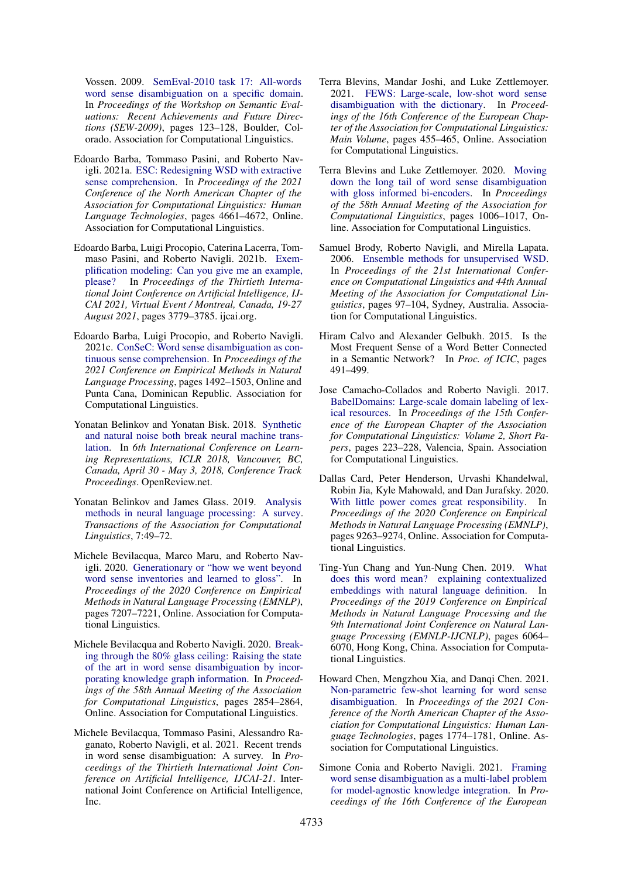Vossen. 2009. SemEval-2010 task 17: All-words word sense disambiguation on a specific domain. In *Proceedings of the Workshop on Semantic Evaluations: Recent Achievements and Future Directions (SEW-2009)*, pages 123–128, Boulder, Colorado. Association for Computational Linguistics.

Edoardo Barba, Tommaso Pasini, and Roberto Navigli. 2021a. ESC: Redesigning WSD with extractive sense comprehension. In *Proceedings of the 2021 Conference of the North American Chapter of the Association for Computational Linguistics: Human Language Technologies*, pages 4661–4672, Online. Association for Computational Linguistics.

Edoardo Barba, Luigi Procopio, Caterina Lacerra, Tommaso Pasini, and Roberto Navigli. 2021b. Exemplification modeling: Can you give me an example, please? In *Proceedings of the Thirtieth International Joint Conference on Artificial Intelligence, IJCAI 2021, Virtual Event / Montreal, Canada, 19-27 August 2021*, pages 3779–3785. ijcai.org.

Edoardo Barba, Luigi Procopio, and Roberto Navigli. 2021c. ConSeC: Word sense disambiguation as continuous sense comprehension. In *Proceedings of the 2021 Conference on Empirical Methods in Natural Language Processing*, pages 1492–1503, Online and Punta Cana, Dominican Republic. Association for Computational Linguistics.

Yonatan Belinkov and Yonatan Bisk. 2018. Synthetic and natural noise both break neural machine translation. In *6th International Conference on Learning Representations, ICLR 2018, Vancouver, BC, Canada, April 30 - May 3, 2018, Conference Track Proceedings*. OpenReview.net.

Yonatan Belinkov and James Glass. 2019. Analysis methods in neural language processing: A survey. *Transactions of the Association for Computational Linguistics*, 7:49–72.

Michele Bevilacqua, Marco Maru, and Roberto Navigli. 2020. Generationary or "how we went beyond word sense inventories and learned to gloss". In *Proceedings of the 2020 Conference on Empirical Methods in Natural Language Processing (EMNLP)*, pages 7207–7221, Online. Association for Computational Linguistics.

Michele Bevilacqua and Roberto Navigli. 2020. Breaking through the 80% glass ceiling: Raising the state of the art in word sense disambiguation by incorporating knowledge graph information. In *Proceedings of the 58th Annual Meeting of the Association for Computational Linguistics*, pages 2854–2864, Online. Association for Computational Linguistics.

Michele Bevilacqua, Tommaso Pasini, Alessandro Raganato, Roberto Navigli, et al. 2021. Recent trends in word sense disambiguation: A survey. In *Proceedings of the Thirtieth International Joint Conference on Artificial Intelligence, IJCAI-21*. International Joint Conference on Artificial Intelligence, Inc.

Terra Blevins, Mandar Joshi, and Luke Zettlemoyer. 2021. FEWS: Large-scale, low-shot word sense disambiguation with the dictionary. In *Proceedings of the 16th Conference of the European Chapter of the Association for Computational Linguistics: Main Volume*, pages 455–465, Online. Association for Computational Linguistics.

Terra Blevins and Luke Zettlemoyer. 2020. Moving down the long tail of word sense disambiguation with gloss informed bi-encoders. In *Proceedings of the 58th Annual Meeting of the Association for Computational Linguistics*, pages 1006–1017, Online. Association for Computational Linguistics.

Samuel Brody, Roberto Navigli, and Mirella Lapata. 2006. Ensemble methods for unsupervised WSD. In *Proceedings of the 21st International Conference on Computational Linguistics and 44th Annual Meeting of the Association for Computational Linguistics*, pages 97–104, Sydney, Australia. Association for Computational Linguistics.

Hiram Calvo and Alexander Gelbukh. 2015. Is the Most Frequent Sense of a Word Better Connected in a Semantic Network? In *Proc. of ICIC*, pages 491–499.

Jose Camacho-Collados and Roberto Navigli. 2017. BabelDomains: Large-scale domain labeling of lexical resources. In *Proceedings of the 15th Conference of the European Chapter of the Association for Computational Linguistics: Volume 2, Short Papers*, pages 223–228, Valencia, Spain. Association for Computational Linguistics.

Dallas Card, Peter Henderson, Urvashi Khandelwal, Robin Jia, Kyle Mahowald, and Dan Jurafsky. 2020. With little power comes great responsibility. In *Proceedings of the 2020 Conference on Empirical Methods in Natural Language Processing (EMNLP)*, pages 9263–9274, Online. Association for Computational Linguistics.

Ting-Yun Chang and Yun-Nung Chen. 2019. What does this word mean? explaining contextualized embeddings with natural language definition. In *Proceedings of the 2019 Conference on Empirical Methods in Natural Language Processing and the 9th International Joint Conference on Natural Language Processing (EMNLP-IJCNLP)*, pages 6064–6070, Hong Kong, China. Association for Computational Linguistics.

Howard Chen, Mengzhou Xia, and Danqi Chen. 2021. Non-parametric few-shot learning for word sense disambiguation. In *Proceedings of the 2021 Conference of the North American Chapter of the Association for Computational Linguistics: Human Language Technologies*, pages 1774–1781, Online. Association for Computational Linguistics.

Simone Conia and Roberto Navigli. 2021. Framing word sense disambiguation as a multi-label problem for model-agnostic knowledge integration. In *Proceedings of the 16th Conference of the European*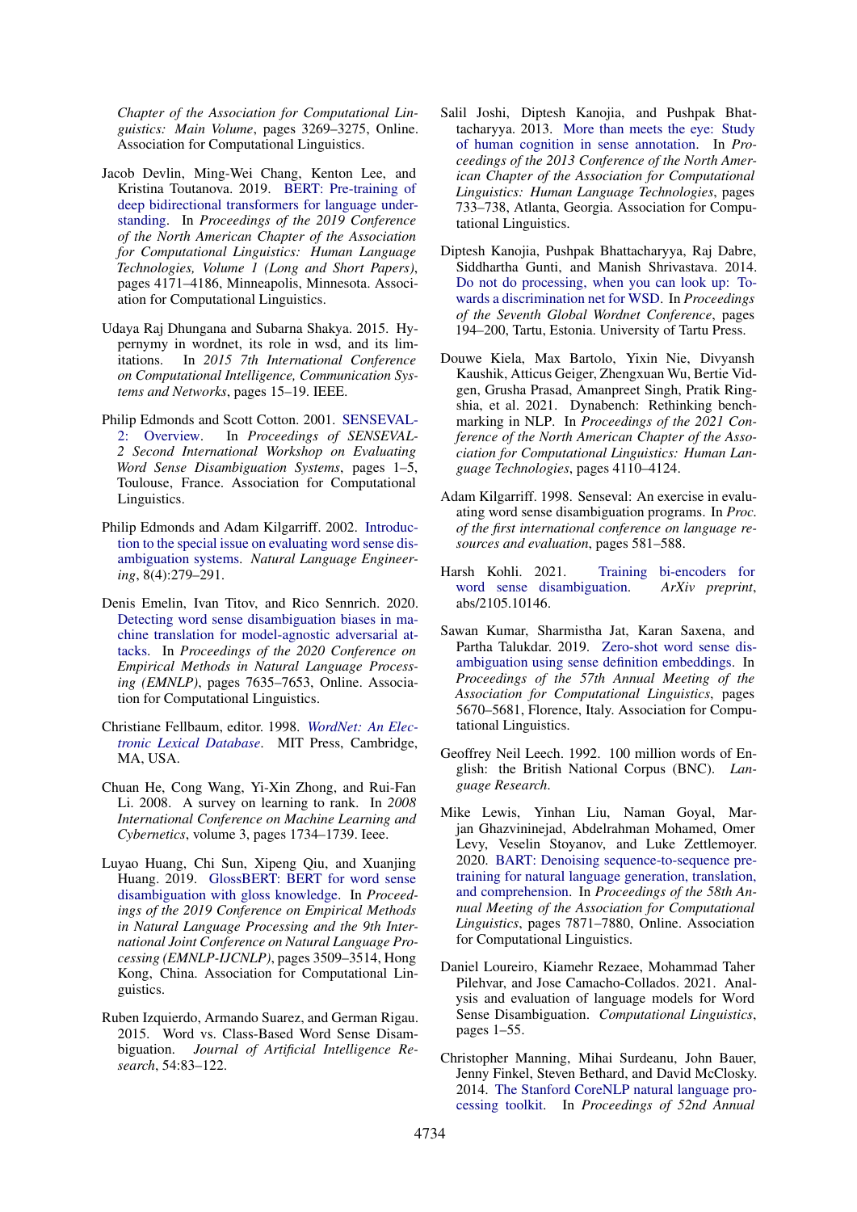*Chapter of the Association for Computational Linguistics: Main Volume*, pages 3269–3275, Online. Association for Computational Linguistics.

Jacob Devlin, Ming-Wei Chang, Kenton Lee, and Kristina Toutanova. 2019. BERT: Pre-training of deep bidirectional transformers for language understanding. In *Proceedings of the 2019 Conference of the North American Chapter of the Association for Computational Linguistics: Human Language Technologies, Volume 1 (Long and Short Papers)*, pages 4171–4186, Minneapolis, Minnesota. Association for Computational Linguistics.

Udaya Raj Dhungana and Subarna Shakya. 2015. Hypernymy in wordnet, its role in wsd, and its limitations. In *2015 7th International Conference on Computational Intelligence, Communication Systems and Networks*, pages 15–19. IEEE.

Philip Edmonds and Scott Cotton. 2001. SENSEVAL-2: Overview. In *Proceedings of SENSEVAL-2 Second International Workshop on Evaluating Word Sense Disambiguation Systems*, pages 1–5, Toulouse, France. Association for Computational Linguistics.

Philip Edmonds and Adam Kilgarriff. 2002. Introduction to the special issue on evaluating word sense disambiguation systems. *Natural Language Engineering*, 8(4):279–291.

Denis Emelin, Ivan Titov, and Rico Sennrich. 2020. Detecting word sense disambiguation biases in machine translation for model-agnostic adversarial attacks. In *Proceedings of the 2020 Conference on Empirical Methods in Natural Language Processing (EMNLP)*, pages 7635–7653, Online. Association for Computational Linguistics.

Christiane Fellbaum, editor. 1998. *WordNet: An Electronic Lexical Database*. MIT Press, Cambridge, MA, USA.

Chuan He, Cong Wang, Yi-Xin Zhong, and Rui-Fan Li. 2008. A survey on learning to rank. In *2008 International Conference on Machine Learning and Cybernetics*, volume 3, pages 1734–1739. Ieee.

Luyao Huang, Chi Sun, Xipeng Qiu, and Xuanjing Huang. 2019. GlossBERT: BERT for word sense disambiguation with gloss knowledge. In *Proceedings of the 2019 Conference on Empirical Methods in Natural Language Processing and the 9th International Joint Conference on Natural Language Processing (EMNLP-IJCNLP)*, pages 3509–3514, Hong Kong, China. Association for Computational Linguistics.

Ruben Izquierdo, Armando Suarez, and German Rigau. 2015. Word vs. Class-Based Word Sense Disambiguation. *Journal of Artificial Intelligence Research*, 54:83–122.

Salil Joshi, Diptesh Kanojia, and Pushpak Bhattacharyya. 2013. More than meets the eye: Study of human cognition in sense annotation. In *Proceedings of the 2013 Conference of the North American Chapter of the Association for Computational Linguistics: Human Language Technologies*, pages 733–738, Atlanta, Georgia. Association for Computational Linguistics.

Diptesh Kanojia, Pushpak Bhattacharyya, Raj Dabre, Siddhartha Gunti, and Manish Shrivastava. 2014. Do not do processing, when you can look up: Towards a discrimination net for WSD. In *Proceedings of the Seventh Global Wordnet Conference*, pages 194–200, Tartu, Estonia. University of Tartu Press.

Douwe Kiela, Max Bartolo, Yixin Nie, Divyansh Kaushik, Atticus Geiger, Zhengxuan Wu, Bertie Vidgen, Grusha Prasad, Amanpreet Singh, Pratik Ringshia, et al. 2021. Dynabench: Rethinking benchmarking in NLP. In *Proceedings of the 2021 Conference of the North American Chapter of the Association for Computational Linguistics: Human Language Technologies*, pages 4110–4124.

Adam Kilgarriff. 1998. Senseval: An exercise in evaluating word sense disambiguation programs. In *Proc. of the first international conference on language resources and evaluation*, pages 581–588.

Harsh Kohli. 2021. Training bi-encoders for word sense disambiguation. *ArXiv preprint*, abs/2105.10146.

Sawan Kumar, Sharmistha Jat, Karan Saxena, and Partha Talukdar. 2019. Zero-shot word sense disambiguation using sense definition embeddings. In *Proceedings of the 57th Annual Meeting of the Association for Computational Linguistics*, pages 5670–5681, Florence, Italy. Association for Computational Linguistics.

Geoffrey Neil Leech. 1992. 100 million words of English: the British National Corpus (BNC). *Language Research*.

Mike Lewis, Yinhan Liu, Naman Goyal, Marjan Ghazvininejad, Abdelrahman Mohamed, Omer Levy, Veselin Stoyanov, and Luke Zettlemoyer. 2020. BART: Denoising sequence-to-sequence pre-training for natural language generation, translation, and comprehension. In *Proceedings of the 58th Annual Meeting of the Association for Computational Linguistics*, pages 7871–7880, Online. Association for Computational Linguistics.

Daniel Loureiro, Kiamehr Rezaee, Mohammad Taher Pilehvar, and Jose Camacho-Collados. 2021. Analysis and evaluation of language models for Word Sense Disambiguation. *Computational Linguistics*, pages 1–55.

Christopher Manning, Mihai Surdeanu, John Bauer, Jenny Finkel, Steven Bethard, and David McClosky. 2014. The Stanford CoreNLP natural language processing toolkit. In *Proceedings of 52nd Annual*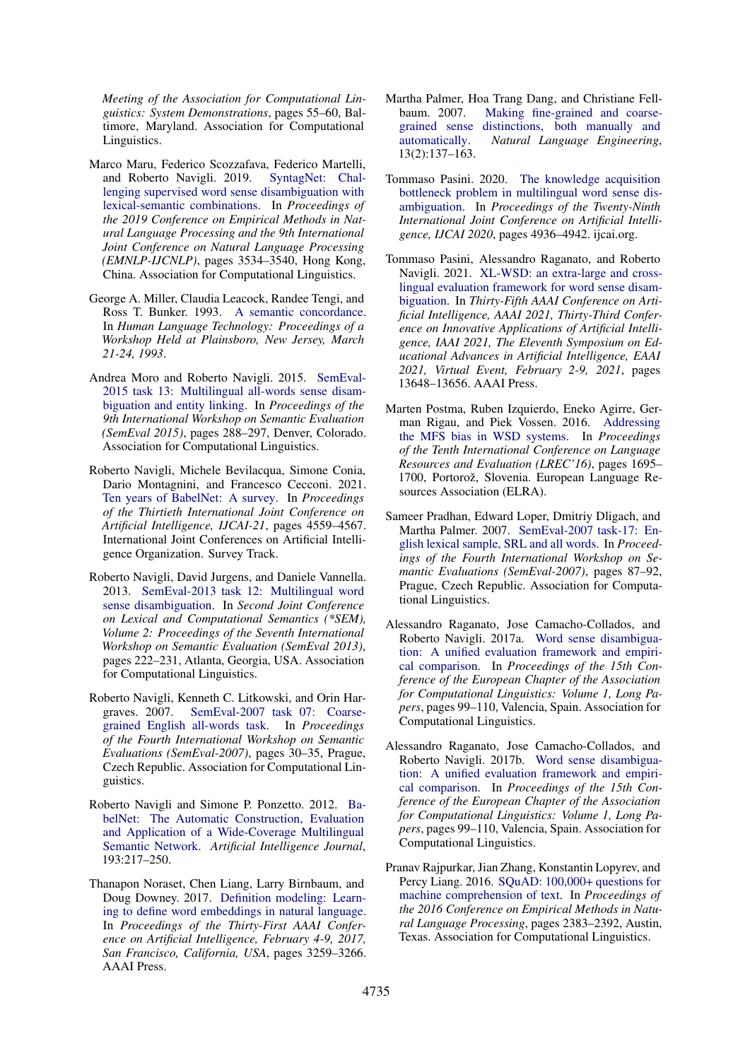*Meeting of the Association for Computational Linguistics: System Demonstrations*, pages 55–60, Baltimore, Maryland. Association for Computational Linguistics.

Marco Maru, Federico Scozzafava, Federico Martelli, and Roberto Navigli. 2019. SyntagNet: Challenging supervised word sense disambiguation with lexical-semantic combinations. In *Proceedings of the 2019 Conference on Empirical Methods in Natural Language Processing and the 9th International Joint Conference on Natural Language Processing (EMNLP-IJCNLP)*, pages 3534–3540, Hong Kong, China. Association for Computational Linguistics.

George A. Miller, Claudia Leacock, Randee Tengi, and Ross T. Bunker. 1993. A semantic concordance. In *Human Language Technology: Proceedings of a Workshop Held at Plainsboro, New Jersey, March 21-24, 1993*.

Andrea Moro and Roberto Navigli. 2015. SemEval-2015 task 13: Multilingual all-words sense disambiguation and entity linking. In *Proceedings of the 9th International Workshop on Semantic Evaluation (SemEval 2015)*, pages 288–297, Denver, Colorado. Association for Computational Linguistics.

Roberto Navigli, Michele Bevilacqua, Simone Conia, Dario Montagnini, and Francesco Cecconi. 2021. Ten years of BabelNet: A survey. In *Proceedings of the Thirtieth International Joint Conference on Artificial Intelligence, IJCAI-21*, pages 4559–4567. International Joint Conferences on Artificial Intelligence Organization. Survey Track.

Roberto Navigli, David Jurgens, and Daniele Vannella. 2013. SemEval-2013 task 12: Multilingual word sense disambiguation. In *Second Joint Conference on Lexical and Computational Semantics (*SEM), Volume 2: Proceedings of the Seventh International Workshop on Semantic Evaluation (SemEval 2013)*, pages 222–231, Atlanta, Georgia, USA. Association for Computational Linguistics.

Roberto Navigli, Kenneth C. Litkowski, and Orin Hargraves. 2007. SemEval-2007 task 07: Coarse-grained English all-words task. In *Proceedings of the Fourth International Workshop on Semantic Evaluations (SemEval-2007)*, pages 30–35, Prague, Czech Republic. Association for Computational Linguistics.

Roberto Navigli and Simone P. Ponzetto. 2012. BabelNet: The Automatic Construction, Evaluation and Application of a Wide-Coverage Multilingual Semantic Network. *Artificial Intelligence Journal*, 193:217–250.

Thanapon Noraset, Chen Liang, Larry Birnbaum, and Doug Downey. 2017. Definition modeling: Learning to define word embeddings in natural language. In *Proceedings of the Thirty-First AAAI Conference on Artificial Intelligence, February 4-9, 2017, San Francisco, California, USA*, pages 3259–3266. AAAI Press.

Martha Palmer, Hoa Trang Dang, and Christiane Fellbaum. 2007. Making fine-grained and coarse-grained sense distinctions, both manually and automatically. *Natural Language Engineering*, 13(2):137–163.

Tommaso Pasini. 2020. The knowledge acquisition bottleneck problem in multilingual word sense disambiguation. In *Proceedings of the Twenty-Ninth International Joint Conference on Artificial Intelligence, IJCAI 2020*, pages 4936–4942. ijcai.org.

Tommaso Pasini, Alessandro Raganato, and Roberto Navigli. 2021. XL-WSD: an extra-large and cross-lingual evaluation framework for word sense disambiguation. In *Thirty-Fifth AAAI Conference on Artificial Intelligence, AAAI 2021, Thirty-Third Conference on Innovative Applications of Artificial Intelligence, IAAI 2021, The Eleventh Symposium on Educational Advances in Artificial Intelligence, EAAI 2021, Virtual Event, February 2-9, 2021*, pages 13648–13656. AAAI Press.

Marten Postma, Ruben Izquierdo, Eneko Agirre, German Rigau, and Piek Vossen. 2016. Addressing the MFS bias in WSD systems. In *Proceedings of the Tenth International Conference on Language Resources and Evaluation (LREC'16)*, pages 1695–1700, Portorož, Slovenia. European Language Resources Association (ELRA).

Sameer Pradhan, Edward Loper, Dmitriy Dligach, and Martha Palmer. 2007. SemEval-2007 task-17: English lexical sample, SRL and all words. In *Proceedings of the Fourth International Workshop on Semantic Evaluations (SemEval-2007)*, pages 87–92, Prague, Czech Republic. Association for Computational Linguistics.

Alessandro Raganato, Jose Camacho-Collados, and Roberto Navigli. 2017a. Word sense disambiguation: A unified evaluation framework and empirical comparison. In *Proceedings of the 15th Conference of the European Chapter of the Association for Computational Linguistics: Volume 1, Long Papers*, pages 99–110, Valencia, Spain. Association for Computational Linguistics.

Alessandro Raganato, Jose Camacho-Collados, and Roberto Navigli. 2017b. Word sense disambiguation: A unified evaluation framework and empirical comparison. In *Proceedings of the 15th Conference of the European Chapter of the Association for Computational Linguistics: Volume 1, Long Papers*, pages 99–110, Valencia, Spain. Association for Computational Linguistics.

Pranav Rajpurkar, Jian Zhang, Konstantin Lopyrev, and Percy Liang. 2016. SQuAD: 100,000+ questions for machine comprehension of text. In *Proceedings of the 2016 Conference on Empirical Methods in Natural Language Processing*, pages 2383–2392, Austin, Texas. Association for Computational Linguistics.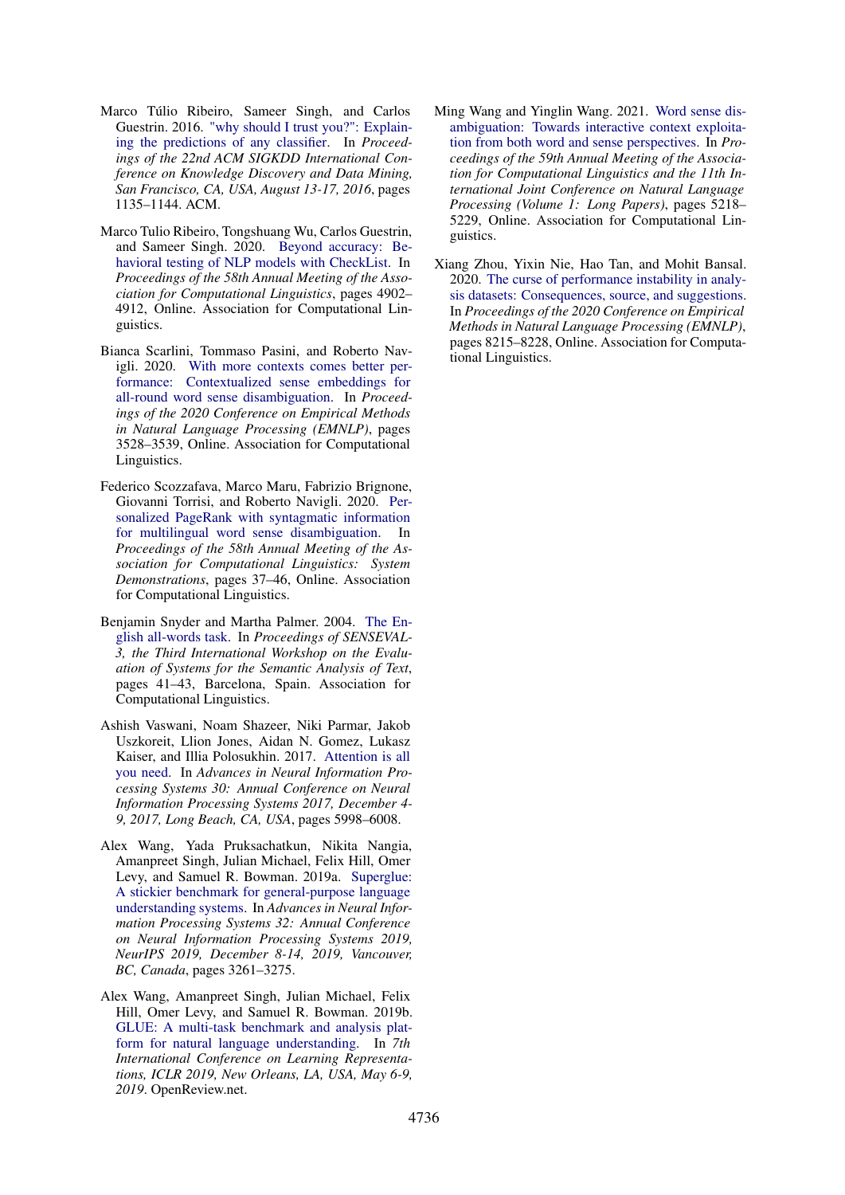Marco Túlio Ribeiro, Sameer Singh, and Carlos Guestrin. 2016. "why should I trust you?": Explaining the predictions of any classifier. In *Proceedings of the 22nd ACM SIGKDD International Conference on Knowledge Discovery and Data Mining, San Francisco, CA, USA, August 13-17, 2016*, pages 1135–1144. ACM.

Marco Tulio Ribeiro, Tongshuang Wu, Carlos Guestrin, and Sameer Singh. 2020. Beyond accuracy: Behavioral testing of NLP models with CheckList. In *Proceedings of the 58th Annual Meeting of the Association for Computational Linguistics*, pages 4902–4912, Online. Association for Computational Linguistics.

Bianca Scarlini, Tommaso Pasini, and Roberto Navigli. 2020. With more contexts comes better performance: Contextualized sense embeddings for all-round word sense disambiguation. In *Proceedings of the 2020 Conference on Empirical Methods in Natural Language Processing (EMNLP)*, pages 3528–3539, Online. Association for Computational Linguistics.

Federico Scozzafava, Marco Maru, Fabrizio Brignone, Giovanni Torrisi, and Roberto Navigli. 2020. Personalized PageRank with syntagmatic information for multilingual word sense disambiguation. In *Proceedings of the 58th Annual Meeting of the Association for Computational Linguistics: System Demonstrations*, pages 37–46, Online. Association for Computational Linguistics.

Benjamin Snyder and Martha Palmer. 2004. The English all-words task. In *Proceedings of SENSEVAL-3, the Third International Workshop on the Evaluation of Systems for the Semantic Analysis of Text*, pages 41–43, Barcelona, Spain. Association for Computational Linguistics.

Ashish Vaswani, Noam Shazeer, Niki Parmar, Jakob Uszkoreit, Llion Jones, Aidan N. Gomez, Lukasz Kaiser, and Illia Polosukhin. 2017. Attention is all you need. In *Advances in Neural Information Processing Systems 30: Annual Conference on Neural Information Processing Systems 2017, December 4-9, 2017, Long Beach, CA, USA*, pages 5998–6008.

Alex Wang, Yada Pruksachatkun, Nikita Nangia, Amanpreet Singh, Julian Michael, Felix Hill, Omer Levy, and Samuel R. Bowman. 2019a. Superglue: A stickier benchmark for general-purpose language understanding systems. In *Advances in Neural Information Processing Systems 32: Annual Conference on Neural Information Processing Systems 2019, NeurIPS 2019, December 8-14, 2019, Vancouver, BC, Canada*, pages 3261–3275.

Alex Wang, Amanpreet Singh, Julian Michael, Felix Hill, Omer Levy, and Samuel R. Bowman. 2019b. GLUE: A multi-task benchmark and analysis platform for natural language understanding. In *7th International Conference on Learning Representations, ICLR 2019, New Orleans, LA, USA, May 6-9, 2019*. OpenReview.net.

Ming Wang and Yinglin Wang. 2021. Word sense disambiguation: Towards interactive context exploitation from both word and sense perspectives. In *Proceedings of the 59th Annual Meeting of the Association for Computational Linguistics and the 11th International Joint Conference on Natural Language Processing (Volume 1: Long Papers)*, pages 5218–5229, Online. Association for Computational Linguistics.

Xiang Zhou, Yixin Nie, Hao Tan, and Mohit Bansal. 2020. The curse of performance instability in analysis datasets: Consequences, source, and suggestions. In *Proceedings of the 2020 Conference on Empirical Methods in Natural Language Processing (EMNLP)*, pages 8215–8228, Online. Association for Computational Linguistics.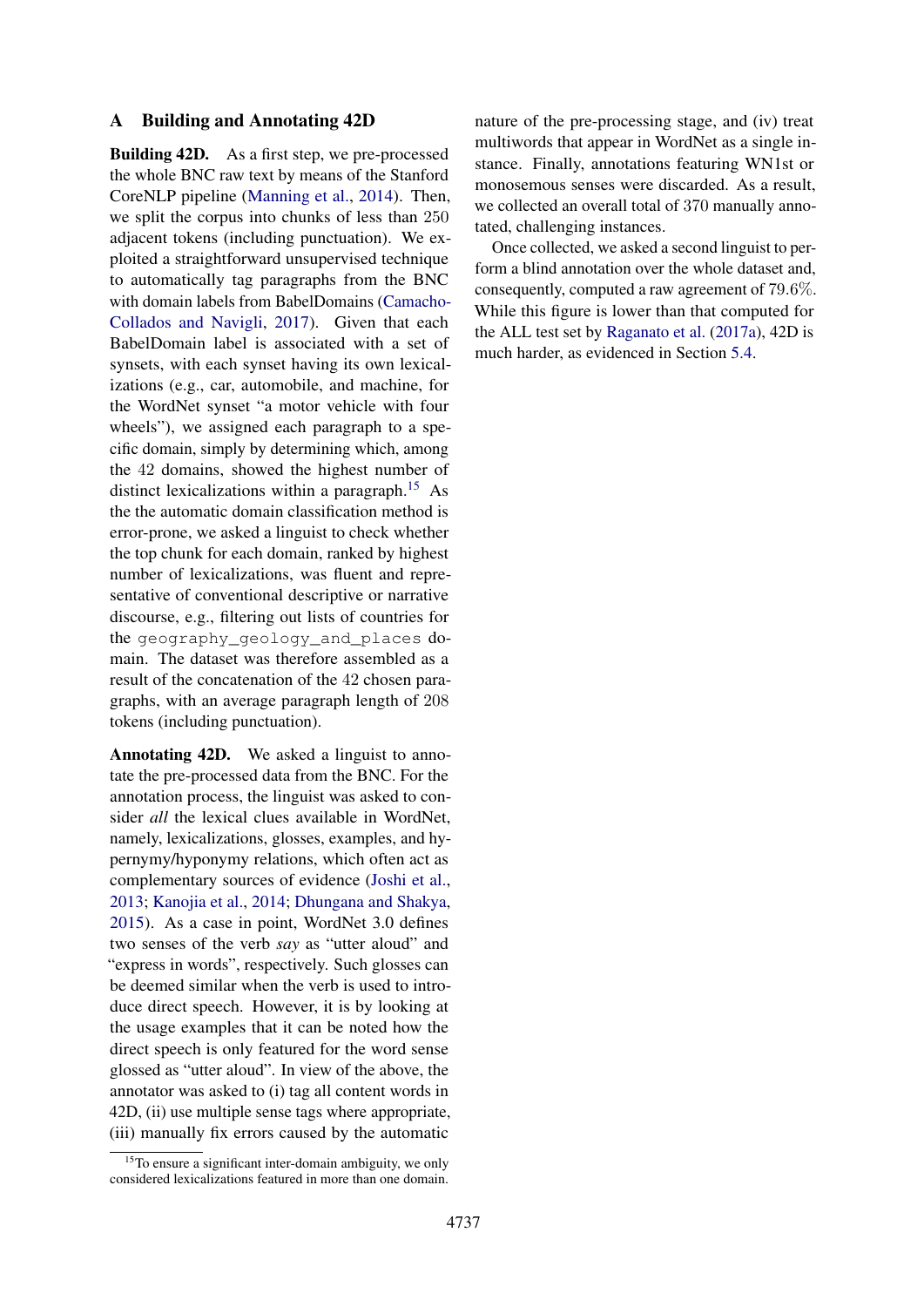## A Building and Annotating 42D

**Building 42D.** As a first step, we pre-processed the whole BNC raw text by means of the Stanford CoreNLP pipeline (Manning et al., 2014). Then, we split the corpus into chunks of less than 250 adjacent tokens (including punctuation). We exploited a straightforward unsupervised technique to automatically tag paragraphs from the BNC with domain labels from BabelDomains (Camacho-Collados and Navigli, 2017). Given that each BabelDomain label is associated with a set of synsets, with each synset having its own lexicalizations (e.g., car, automobile, and machine, for the WordNet synset "a motor vehicle with four wheels"), we assigned each paragraph to a specific domain, simply by determining which, among the 42 domains, showed the highest number of distinct lexicalizations within a paragraph.[15] As the the automatic domain classification method is error-prone, we asked a linguist to check whether the top chunk for each domain, ranked by highest number of lexicalizations, was fluent and representative of conventional descriptive or narrative discourse, e.g., filtering out lists of countries for the `geography_geology_and_places` domain. The dataset was therefore assembled as a result of the concatenation of the 42 chosen paragraphs, with an average paragraph length of 208 tokens (including punctuation).

**Annotating 42D.** We asked a linguist to annotate the pre-processed data from the BNC. For the annotation process, the linguist was asked to consider *all* the lexical clues available in WordNet, namely, lexicalizations, glosses, examples, and hypernymy/hyponymy relations, which often act as complementary sources of evidence (Joshi et al., 2013; Kanojia et al., 2014; Dhungana and Shakya, 2015). As a case in point, WordNet 3.0 defines two senses of the verb *say* as "utter aloud" and "express in words", respectively. Such glosses can be deemed similar when the verb is used to introduce direct speech. However, it is by looking at the usage examples that it can be noted how the direct speech is only featured for the word sense glossed as "utter aloud". In view of the above, the annotator was asked to (i) tag all content words in 42D, (ii) use multiple sense tags where appropriate, (iii) manually fix errors caused by the automatic nature of the pre-processing stage, and (iv) treat multiwords that appear in WordNet as a single instance. Finally, annotations featuring WN1st or monosemous senses were discarded. As a result, we collected an overall total of 370 manually annotated, challenging instances.

Once collected, we asked a second linguist to perform a blind annotation over the whole dataset and, consequently, computed a raw agreement of 79.6%. While this figure is lower than that computed for the ALL test set by Raganato et al. (2017a), 42D is much harder, as evidenced in Section 5.4.

[15] To ensure a significant inter-domain ambiguity, we only considered lexicalizations featured in more than one domain.